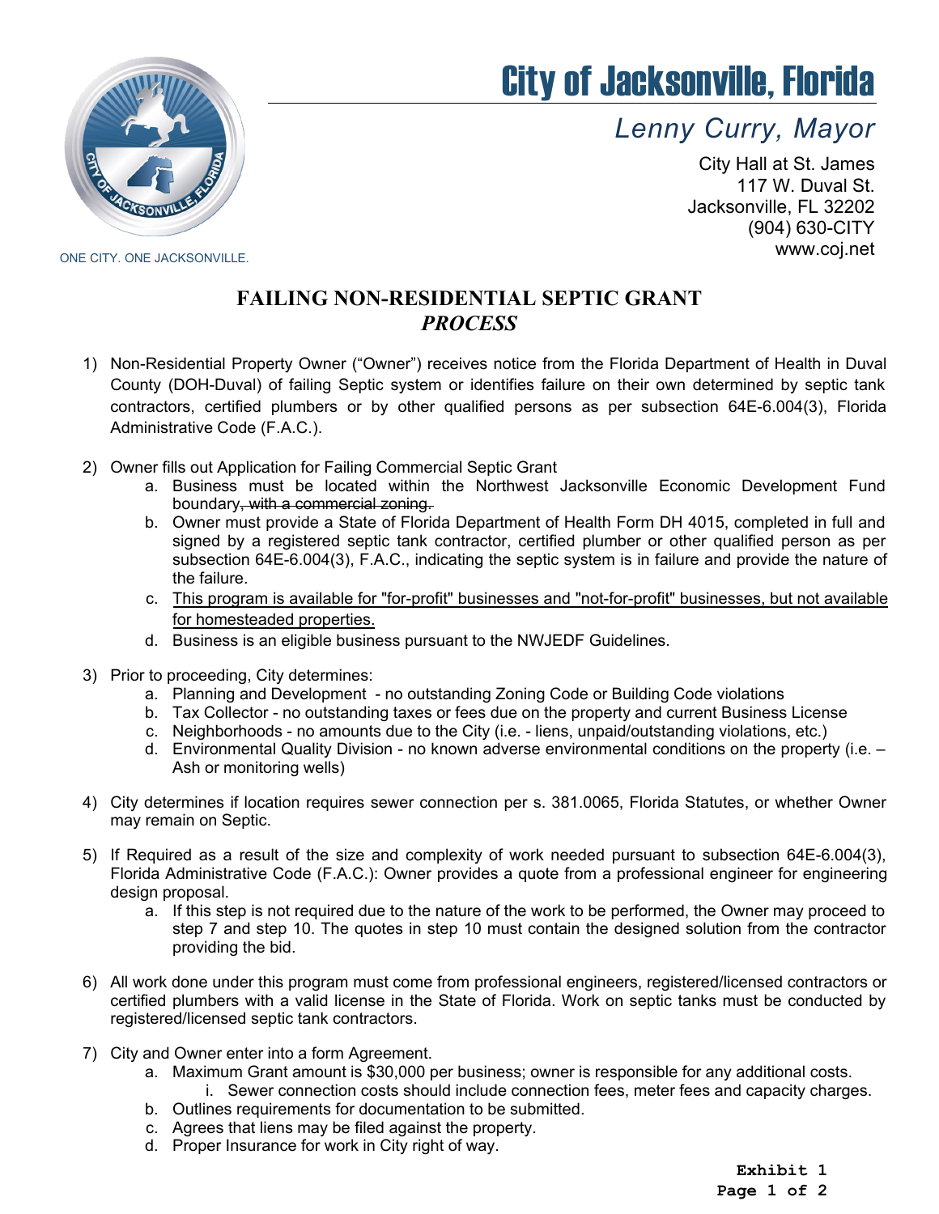# City of Jacksonville, Florida

*Lenny Curry, Mayor*

City Hall at St. James
117 W. Duval St.
Jacksonville, FL 32202
(904) 630-CITY
www.coj.net

ONE CITY. ONE JACKSONVILLE.

## FAILING NON-RESIDENTIAL SEPTIC GRANT
## *PROCESS*

1) Non-Residential Property Owner ("Owner") receives notice from the Florida Department of Health in Duval County (DOH-Duval) of failing Septic system or identifies failure on their own determined by septic tank contractors, certified plumbers or by other qualified persons as per subsection 64E-6.004(3), Florida Administrative Code (F.A.C.).

2) Owner fills out Application for Failing Commercial Septic Grant
   a. Business must be located within the Northwest Jacksonville Economic Development Fund boundary~~, with a commercial zoning.~~
   b. Owner must provide a State of Florida Department of Health Form DH 4015, completed in full and signed by a registered septic tank contractor, certified plumber or other qualified person as per subsection 64E-6.004(3), F.A.C., indicating the septic system is in failure and provide the nature of the failure.
   c. <u>This program is available for "for-profit" businesses and "not-for-profit" businesses, but not available for homesteaded properties.</u>
   d. Business is an eligible business pursuant to the NWJEDF Guidelines.

3) Prior to proceeding, City determines:
   a. Planning and Development - no outstanding Zoning Code or Building Code violations
   b. Tax Collector - no outstanding taxes or fees due on the property and current Business License
   c. Neighborhoods - no amounts due to the City (i.e. - liens, unpaid/outstanding violations, etc.)
   d. Environmental Quality Division - no known adverse environmental conditions on the property (i.e. – Ash or monitoring wells)

4) City determines if location requires sewer connection per s. 381.0065, Florida Statutes, or whether Owner may remain on Septic.

5) If Required as a result of the size and complexity of work needed pursuant to subsection 64E-6.004(3), Florida Administrative Code (F.A.C.): Owner provides a quote from a professional engineer for engineering design proposal.
   a. If this step is not required due to the nature of the work to be performed, the Owner may proceed to step 7 and step 10. The quotes in step 10 must contain the designed solution from the contractor providing the bid.

6) All work done under this program must come from professional engineers, registered/licensed contractors or certified plumbers with a valid license in the State of Florida. Work on septic tanks must be conducted by registered/licensed septic tank contractors.

7) City and Owner enter into a form Agreement.
   a. Maximum Grant amount is $30,000 per business; owner is responsible for any additional costs.
      i. Sewer connection costs should include connection fees, meter fees and capacity charges.
   b. Outlines requirements for documentation to be submitted.
   c. Agrees that liens may be filed against the property.
   d. Proper Insurance for work in City right of way.

**Exhibit 1**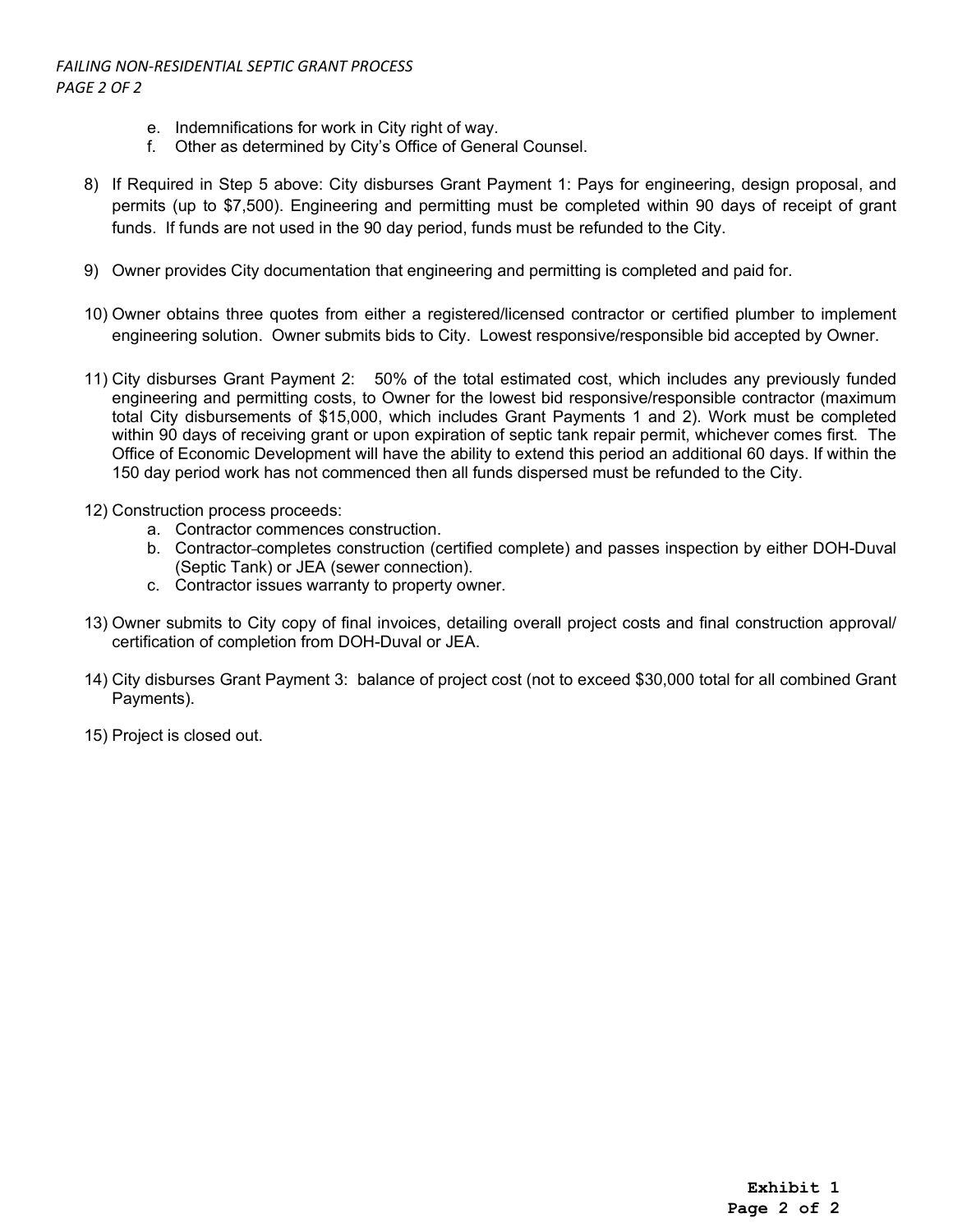e. Indemnifications for work in City right of way.
f. Other as determined by City's Office of General Counsel.

8) If Required in Step 5 above: City disburses Grant Payment 1: Pays for engineering, design proposal, and permits (up to $7,500). Engineering and permitting must be completed within 90 days of receipt of grant funds. If funds are not used in the 90 day period, funds must be refunded to the City.

9) Owner provides City documentation that engineering and permitting is completed and paid for.

10) Owner obtains three quotes from either a registered/licensed contractor or certified plumber to implement engineering solution. Owner submits bids to City. Lowest responsive/responsible bid accepted by Owner.

11) City disburses Grant Payment 2: 50% of the total estimated cost, which includes any previously funded engineering and permitting costs, to Owner for the lowest bid responsive/responsible contractor (maximum total City disbursements of $15,000, which includes Grant Payments 1 and 2). Work must be completed within 90 days of receiving grant or upon expiration of septic tank repair permit, whichever comes first. The Office of Economic Development will have the ability to extend this period an additional 60 days. If within the 150 day period work has not commenced then all funds dispersed must be refunded to the City.

12) Construction process proceeds:
    a. Contractor commences construction.
    b. Contractor completes construction (certified complete) and passes inspection by either DOH-Duval (Septic Tank) or JEA (sewer connection).
    c. Contractor issues warranty to property owner.

13) Owner submits to City copy of final invoices, detailing overall project costs and final construction approval/ certification of completion from DOH-Duval or JEA.

14) City disburses Grant Payment 3: balance of project cost (not to exceed $30,000 total for all combined Grant Payments).

15) Project is closed out.

**Exhibit 1**